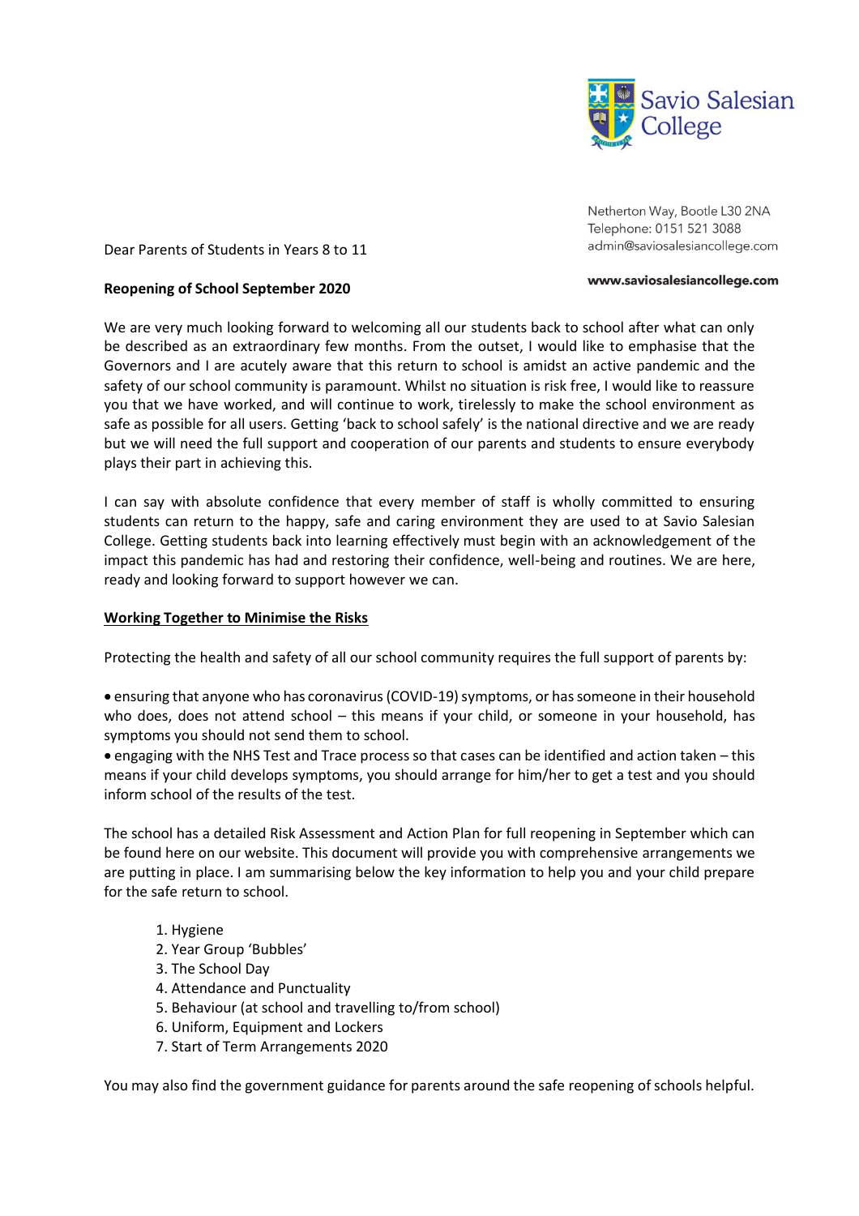Savio Salesian College

Netherton Way, Bootle L30 2NA
Telephone: 0151 521 3088
admin@saviosalesiancollege.com

**www.saviosalesiancollege.com**

Dear Parents of Students in Years 8 to 11

**Reopening of School September 2020**

We are very much looking forward to welcoming all our students back to school after what can only be described as an extraordinary few months. From the outset, I would like to emphasise that the Governors and I are acutely aware that this return to school is amidst an active pandemic and the safety of our school community is paramount. Whilst no situation is risk free, I would like to reassure you that we have worked, and will continue to work, tirelessly to make the school environment as safe as possible for all users. Getting 'back to school safely' is the national directive and we are ready but we will need the full support and cooperation of our parents and students to ensure everybody plays their part in achieving this.

I can say with absolute confidence that every member of staff is wholly committed to ensuring students can return to the happy, safe and caring environment they are used to at Savio Salesian College. Getting students back into learning effectively must begin with an acknowledgement of the impact this pandemic has had and restoring their confidence, well-being and routines. We are here, ready and looking forward to support however we can.

## Working Together to Minimise the Risks

Protecting the health and safety of all our school community requires the full support of parents by:

- ensuring that anyone who has coronavirus (COVID-19) symptoms, or has someone in their household who does, does not attend school – this means if your child, or someone in your household, has symptoms you should not send them to school.
- engaging with the NHS Test and Trace process so that cases can be identified and action taken – this means if your child develops symptoms, you should arrange for him/her to get a test and you should inform school of the results of the test.

The school has a detailed Risk Assessment and Action Plan for full reopening in September which can be found here on our website. This document will provide you with comprehensive arrangements we are putting in place. I am summarising below the key information to help you and your child prepare for the safe return to school.

1. Hygiene
2. Year Group 'Bubbles'
3. The School Day
4. Attendance and Punctuality
5. Behaviour (at school and travelling to/from school)
6. Uniform, Equipment and Lockers
7. Start of Term Arrangements 2020

You may also find the government guidance for parents around the safe reopening of schools helpful.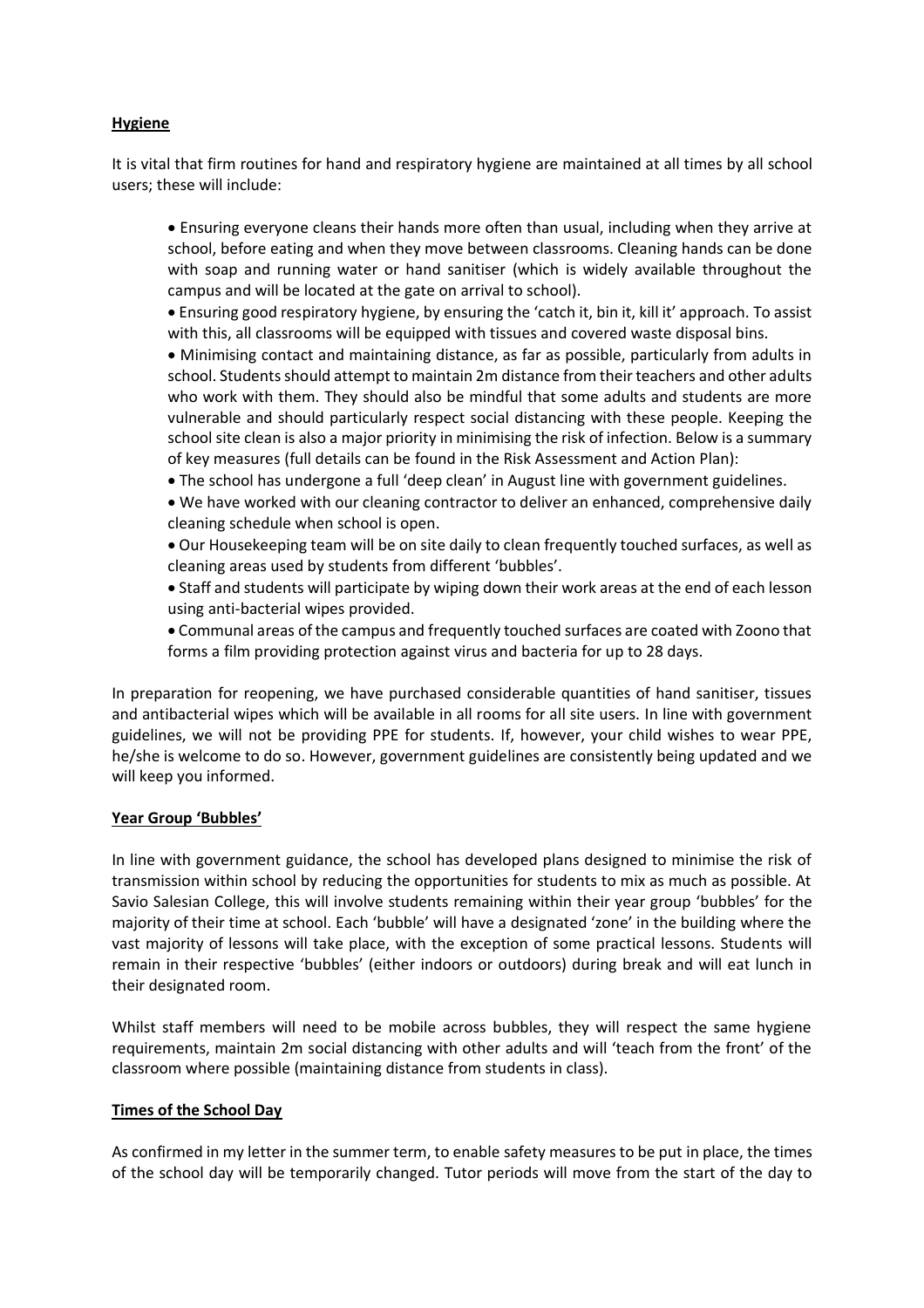**Hygiene**

It is vital that firm routines for hand and respiratory hygiene are maintained at all times by all school users; these will include:

- Ensuring everyone cleans their hands more often than usual, including when they arrive at school, before eating and when they move between classrooms. Cleaning hands can be done with soap and running water or hand sanitiser (which is widely available throughout the campus and will be located at the gate on arrival to school).
- Ensuring good respiratory hygiene, by ensuring the 'catch it, bin it, kill it' approach. To assist with this, all classrooms will be equipped with tissues and covered waste disposal bins.
- Minimising contact and maintaining distance, as far as possible, particularly from adults in school. Students should attempt to maintain 2m distance from their teachers and other adults who work with them. They should also be mindful that some adults and students are more vulnerable and should particularly respect social distancing with these people. Keeping the school site clean is also a major priority in minimising the risk of infection. Below is a summary of key measures (full details can be found in the Risk Assessment and Action Plan):
- The school has undergone a full 'deep clean' in August line with government guidelines.
- We have worked with our cleaning contractor to deliver an enhanced, comprehensive daily cleaning schedule when school is open.
- Our Housekeeping team will be on site daily to clean frequently touched surfaces, as well as cleaning areas used by students from different 'bubbles'.
- Staff and students will participate by wiping down their work areas at the end of each lesson using anti-bacterial wipes provided.
- Communal areas of the campus and frequently touched surfaces are coated with Zoono that forms a film providing protection against virus and bacteria for up to 28 days.

In preparation for reopening, we have purchased considerable quantities of hand sanitiser, tissues and antibacterial wipes which will be available in all rooms for all site users. In line with government guidelines, we will not be providing PPE for students. If, however, your child wishes to wear PPE, he/she is welcome to do so. However, government guidelines are consistently being updated and we will keep you informed.

**Year Group 'Bubbles'**

In line with government guidance, the school has developed plans designed to minimise the risk of transmission within school by reducing the opportunities for students to mix as much as possible. At Savio Salesian College, this will involve students remaining within their year group 'bubbles' for the majority of their time at school. Each 'bubble' will have a designated 'zone' in the building where the vast majority of lessons will take place, with the exception of some practical lessons. Students will remain in their respective 'bubbles' (either indoors or outdoors) during break and will eat lunch in their designated room.

Whilst staff members will need to be mobile across bubbles, they will respect the same hygiene requirements, maintain 2m social distancing with other adults and will 'teach from the front' of the classroom where possible (maintaining distance from students in class).

**Times of the School Day**

As confirmed in my letter in the summer term, to enable safety measures to be put in place, the times of the school day will be temporarily changed. Tutor periods will move from the start of the day to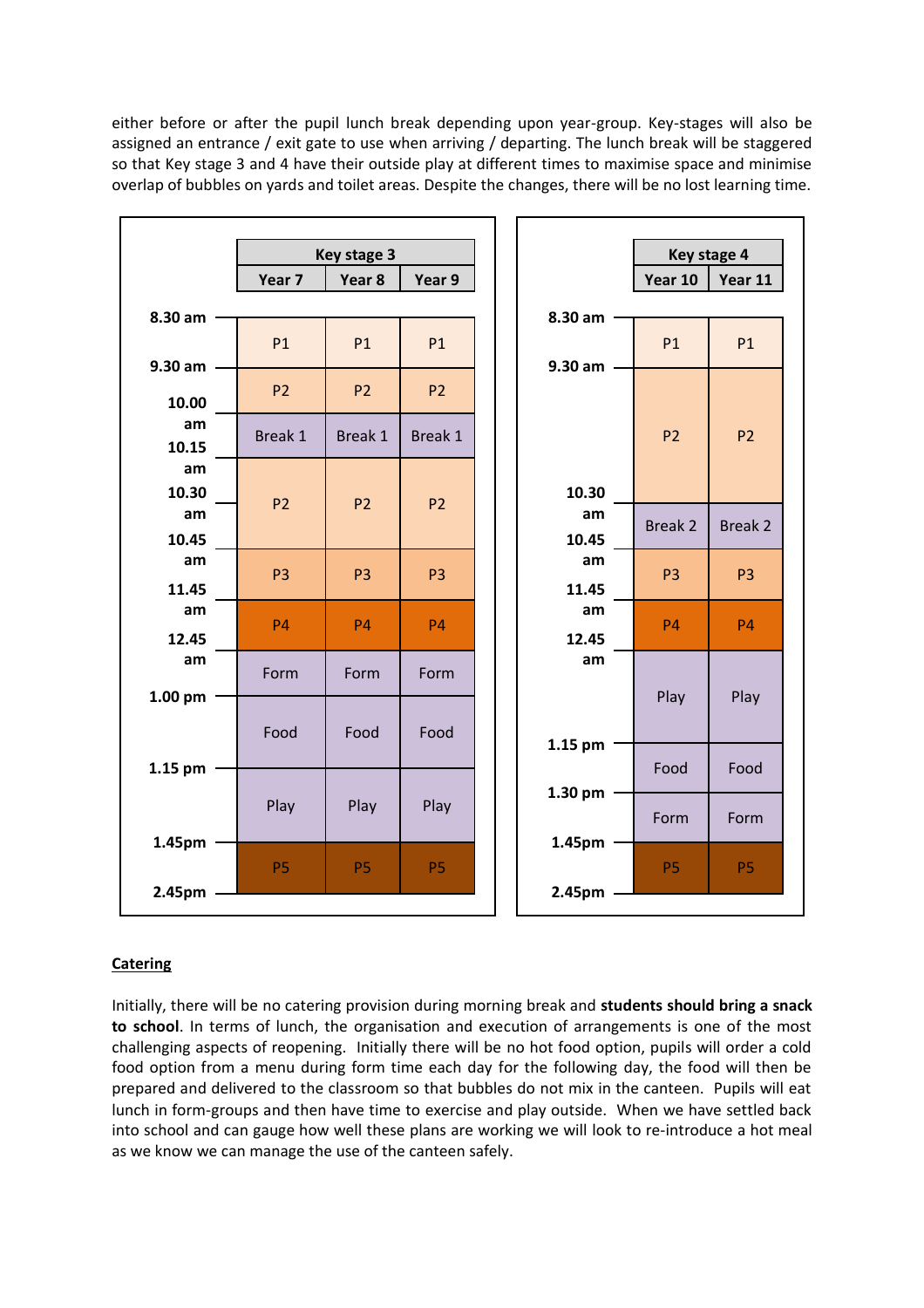either before or after the pupil lunch break depending upon year-group. Key-stages will also be assigned an entrance / exit gate to use when arriving / departing. The lunch break will be staggered so that Key stage 3 and 4 have their outside play at different times to maximise space and minimise overlap of bubbles on yards and toilet areas. Despite the changes, there will be no lost learning time.

| | Key stage 3 | | |
|---|---|---|---|
| | Year 7 | Year 8 | Year 9 |
| 8.30 am – 9.30 am | P1 | P1 | P1 |
| 9.30 am – 10.00 am | P2 | P2 | P2 |
| 10.00 am – 10.15 am | Break 1 | Break 1 | Break 1 |
| 10.15 am – 10.45 am | P2 | P2 | P2 |
| 10.45 am – 11.45 am | P3 | P3 | P3 |
| 11.45 am – 12.45 am | P4 | P4 | P4 |
| 12.45 am – 1.00 pm | Form | Form | Form |
| 1.00 pm – 1.15 pm | Food | Food | Food |
| 1.15 pm – 1.45pm | Play | Play | Play |
| 1.45pm – 2.45pm | P5 | P5 | P5 |

| | Key stage 4 | |
|---|---|---|
| | Year 10 | Year 11 |
| 8.30 am – 9.30 am | P1 | P1 |
| 9.30 am – 10.30 am | P2 | P2 |
| 10.30 am – 10.45 am | Break 2 | Break 2 |
| 10.45 am – 11.45 am | P3 | P3 |
| 11.45 am – 12.45 am | P4 | P4 |
| 12.45 am – 1.15 pm | Play | Play |
| 1.15 pm – 1.30 pm | Food | Food |
| 1.30 pm – 1.45pm | Form | Form |
| 1.45pm – 2.45pm | P5 | P5 |

## Catering

Initially, there will be no catering provision during morning break and **students should bring a snack to school**. In terms of lunch, the organisation and execution of arrangements is one of the most challenging aspects of reopening. Initially there will be no hot food option, pupils will order a cold food option from a menu during form time each day for the following day, the food will then be prepared and delivered to the classroom so that bubbles do not mix in the canteen. Pupils will eat lunch in form-groups and then have time to exercise and play outside. When we have settled back into school and can gauge how well these plans are working we will look to re-introduce a hot meal as we know we can manage the use of the canteen safely.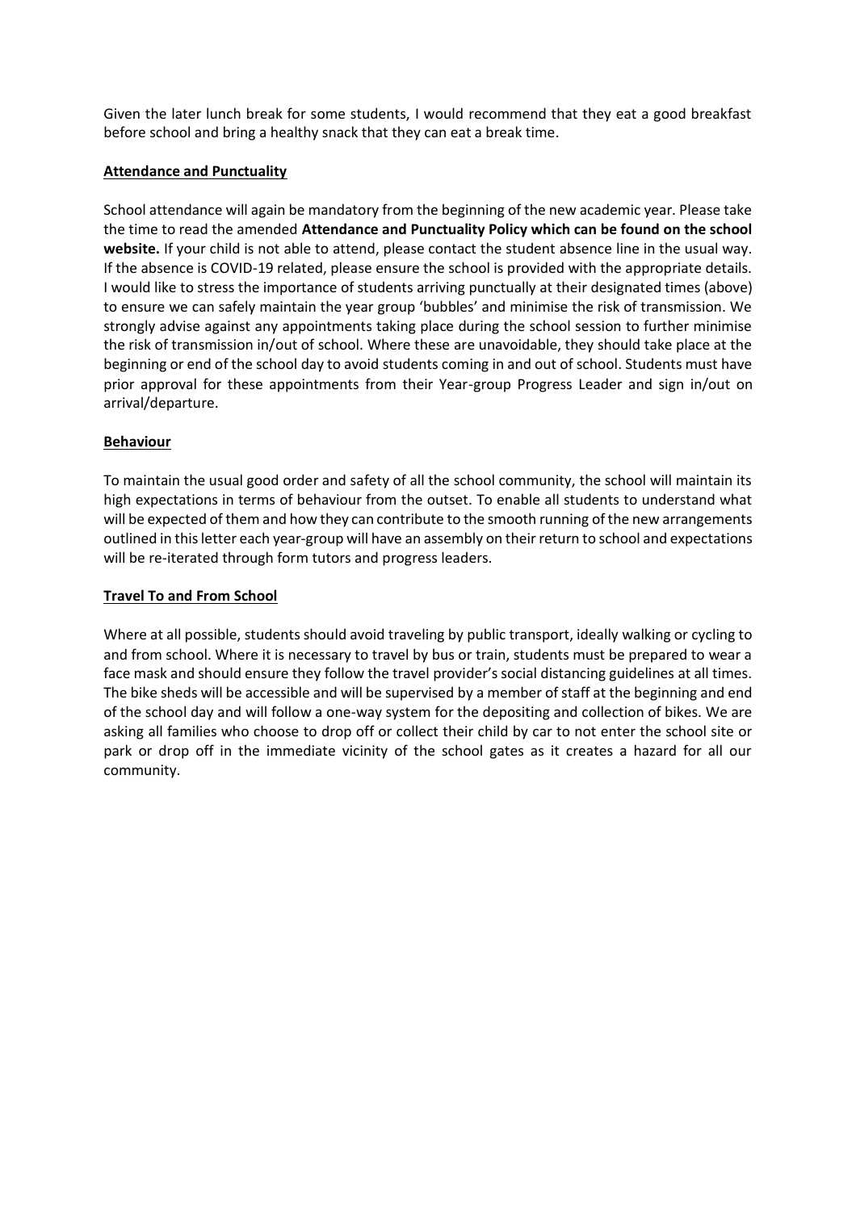Given the later lunch break for some students, I would recommend that they eat a good breakfast before school and bring a healthy snack that they can eat a break time.

## Attendance and Punctuality

School attendance will again be mandatory from the beginning of the new academic year. Please take the time to read the amended **Attendance and Punctuality Policy which can be found on the school website.** If your child is not able to attend, please contact the student absence line in the usual way. If the absence is COVID-19 related, please ensure the school is provided with the appropriate details. I would like to stress the importance of students arriving punctually at their designated times (above) to ensure we can safely maintain the year group 'bubbles' and minimise the risk of transmission. We strongly advise against any appointments taking place during the school session to further minimise the risk of transmission in/out of school. Where these are unavoidable, they should take place at the beginning or end of the school day to avoid students coming in and out of school. Students must have prior approval for these appointments from their Year-group Progress Leader and sign in/out on arrival/departure.

## Behaviour

To maintain the usual good order and safety of all the school community, the school will maintain its high expectations in terms of behaviour from the outset. To enable all students to understand what will be expected of them and how they can contribute to the smooth running of the new arrangements outlined in this letter each year-group will have an assembly on their return to school and expectations will be re-iterated through form tutors and progress leaders.

## Travel To and From School

Where at all possible, students should avoid traveling by public transport, ideally walking or cycling to and from school. Where it is necessary to travel by bus or train, students must be prepared to wear a face mask and should ensure they follow the travel provider's social distancing guidelines at all times. The bike sheds will be accessible and will be supervised by a member of staff at the beginning and end of the school day and will follow a one-way system for the depositing and collection of bikes. We are asking all families who choose to drop off or collect their child by car to not enter the school site or park or drop off in the immediate vicinity of the school gates as it creates a hazard for all our community.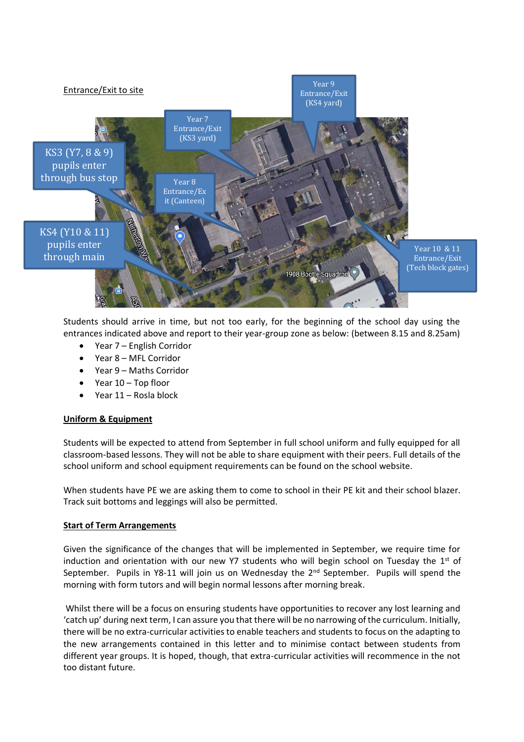Entrance/Exit to site

Students should arrive in time, but not too early, for the beginning of the school day using the entrances indicated above and report to their year-group zone as below: (between 8.15 and 8.25am)

- Year 7 – English Corridor
- Year 8 – MFL Corridor
- Year 9 – Maths Corridor
- Year 10 – Top floor
- Year 11 – Rosla block

**Uniform & Equipment**

Students will be expected to attend from September in full school uniform and fully equipped for all classroom-based lessons. They will not be able to share equipment with their peers. Full details of the school uniform and school equipment requirements can be found on the school website.

When students have PE we are asking them to come to school in their PE kit and their school blazer. Track suit bottoms and leggings will also be permitted.

**Start of Term Arrangements**

Given the significance of the changes that will be implemented in September, we require time for induction and orientation with our new Y7 students who will begin school on Tuesday the 1st of September. Pupils in Y8-11 will join us on Wednesday the 2nd September. Pupils will spend the morning with form tutors and will begin normal lessons after morning break.

Whilst there will be a focus on ensuring students have opportunities to recover any lost learning and 'catch up' during next term, I can assure you that there will be no narrowing of the curriculum. Initially, there will be no extra-curricular activities to enable teachers and students to focus on the adapting to the new arrangements contained in this letter and to minimise contact between students from different year groups. It is hoped, though, that extra-curricular activities will recommence in the not too distant future.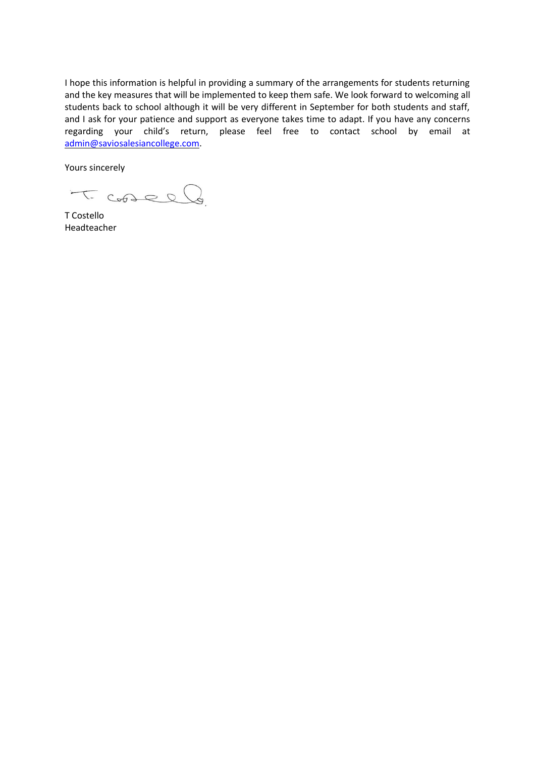I hope this information is helpful in providing a summary of the arrangements for students returning and the key measures that will be implemented to keep them safe. We look forward to welcoming all students back to school although it will be very different in September for both students and staff, and I ask for your patience and support as everyone takes time to adapt. If you have any concerns regarding your child's return, please feel free to contact school by email at admin@saviosalesiancollege.com.

Yours sincerely

T Costello
Headteacher